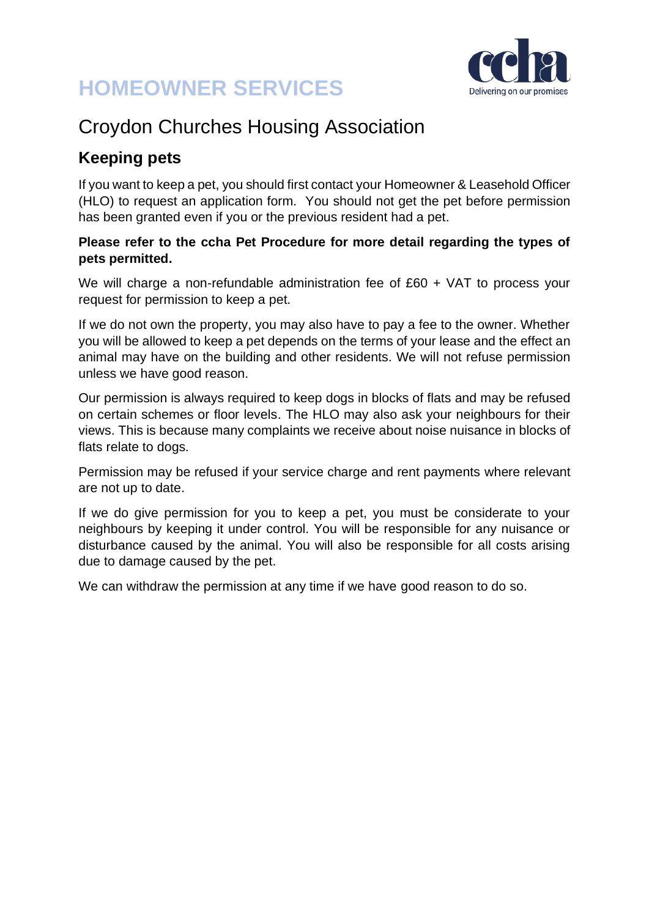# HOMEOWNER SERVICES

## Croydon Churches Housing Association

### Keeping pets

If you want to keep a pet, you should first contact your Homeowner & Leasehold Officer (HLO) to request an application form. You should not get the pet before permission has been granted even if you or the previous resident had a pet.

**Please refer to the ccha Pet Procedure for more detail regarding the types of pets permitted.**

We will charge a non-refundable administration fee of £60 + VAT to process your request for permission to keep a pet.

If we do not own the property, you may also have to pay a fee to the owner. Whether you will be allowed to keep a pet depends on the terms of your lease and the effect an animal may have on the building and other residents. We will not refuse permission unless we have good reason.

Our permission is always required to keep dogs in blocks of flats and may be refused on certain schemes or floor levels. The HLO may also ask your neighbours for their views. This is because many complaints we receive about noise nuisance in blocks of flats relate to dogs.

Permission may be refused if your service charge and rent payments where relevant are not up to date.

If we do give permission for you to keep a pet, you must be considerate to your neighbours by keeping it under control. You will be responsible for any nuisance or disturbance caused by the animal. You will also be responsible for all costs arising due to damage caused by the pet.

We can withdraw the permission at any time if we have good reason to do so.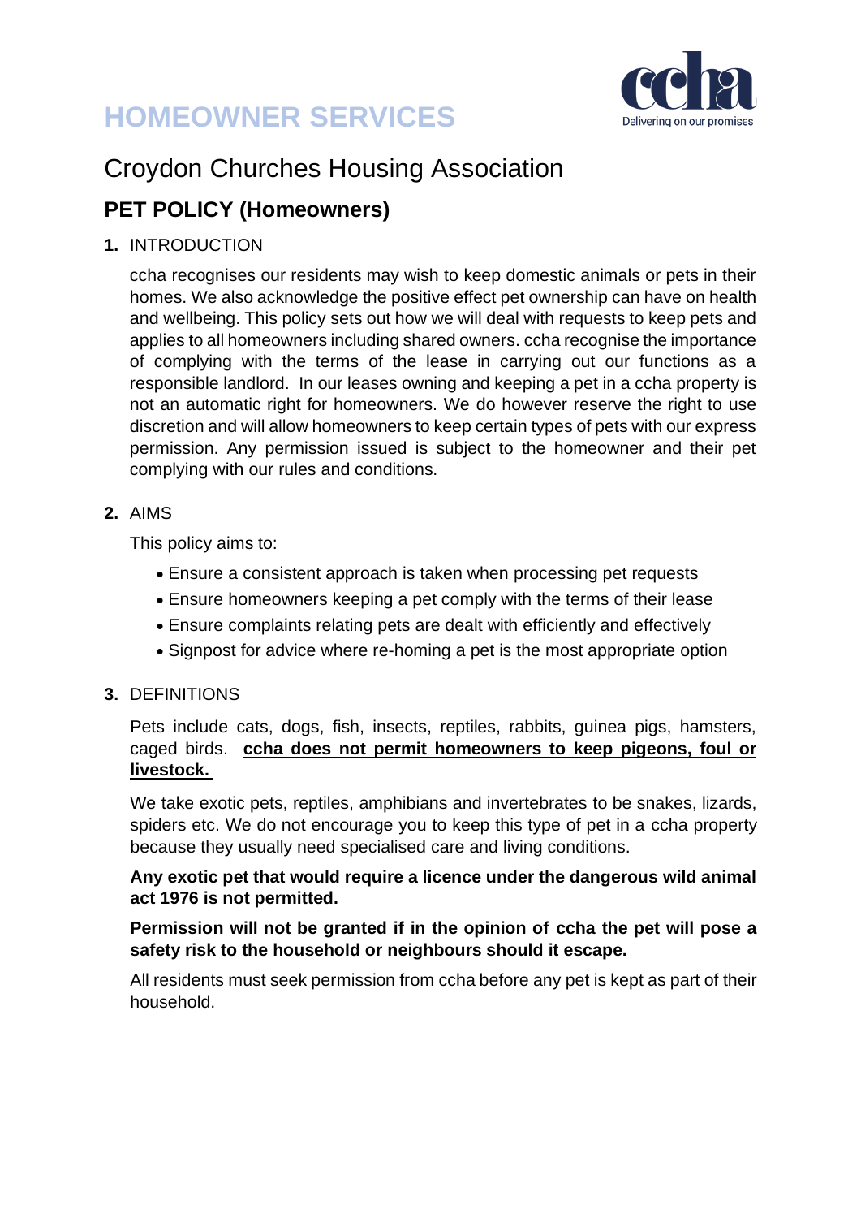# HOMEOWNER SERVICES

Delivering on our promises

## Croydon Churches Housing Association

### PET POLICY (Homeowners)

**1.** INTRODUCTION

ccha recognises our residents may wish to keep domestic animals or pets in their homes. We also acknowledge the positive effect pet ownership can have on health and wellbeing. This policy sets out how we will deal with requests to keep pets and applies to all homeowners including shared owners. ccha recognise the importance of complying with the terms of the lease in carrying out our functions as a responsible landlord. In our leases owning and keeping a pet in a ccha property is not an automatic right for homeowners. We do however reserve the right to use discretion and will allow homeowners to keep certain types of pets with our express permission. Any permission issued is subject to the homeowner and their pet complying with our rules and conditions.

**2.** AIMS

This policy aims to:

- Ensure a consistent approach is taken when processing pet requests
- Ensure homeowners keeping a pet comply with the terms of their lease
- Ensure complaints relating pets are dealt with efficiently and effectively
- Signpost for advice where re-homing a pet is the most appropriate option

**3.** DEFINITIONS

Pets include cats, dogs, fish, insects, reptiles, rabbits, guinea pigs, hamsters, caged birds. **ccha does not permit homeowners to keep pigeons, foul or livestock.**

We take exotic pets, reptiles, amphibians and invertebrates to be snakes, lizards, spiders etc. We do not encourage you to keep this type of pet in a ccha property because they usually need specialised care and living conditions.

**Any exotic pet that would require a licence under the dangerous wild animal act 1976 is not permitted.**

**Permission will not be granted if in the opinion of ccha the pet will pose a safety risk to the household or neighbours should it escape.**

All residents must seek permission from ccha before any pet is kept as part of their household.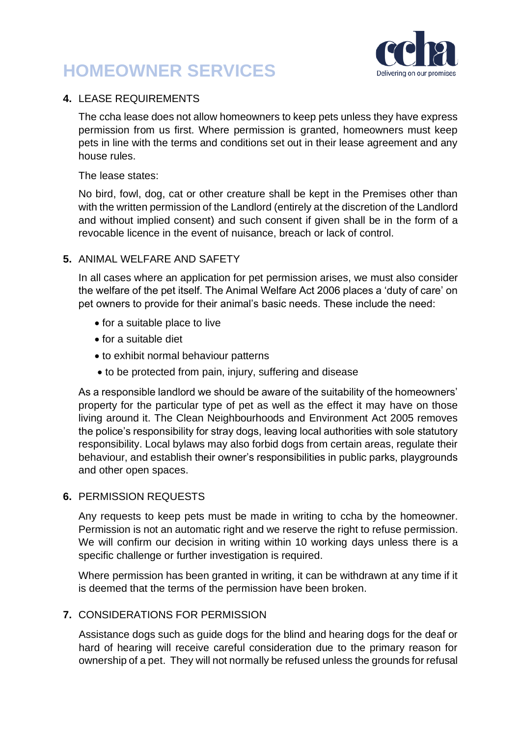## 4. LEASE REQUIREMENTS

The ccha lease does not allow homeowners to keep pets unless they have express permission from us first. Where permission is granted, homeowners must keep pets in line with the terms and conditions set out in their lease agreement and any house rules.

The lease states:

No bird, fowl, dog, cat or other creature shall be kept in the Premises other than with the written permission of the Landlord (entirely at the discretion of the Landlord and without implied consent) and such consent if given shall be in the form of a revocable licence in the event of nuisance, breach or lack of control.

## 5. ANIMAL WELFARE AND SAFETY

In all cases where an application for pet permission arises, we must also consider the welfare of the pet itself. The Animal Welfare Act 2006 places a 'duty of care' on pet owners to provide for their animal's basic needs. These include the need:

- for a suitable place to live
- for a suitable diet
- to exhibit normal behaviour patterns
- to be protected from pain, injury, suffering and disease

As a responsible landlord we should be aware of the suitability of the homeowners' property for the particular type of pet as well as the effect it may have on those living around it. The Clean Neighbourhoods and Environment Act 2005 removes the police's responsibility for stray dogs, leaving local authorities with sole statutory responsibility. Local bylaws may also forbid dogs from certain areas, regulate their behaviour, and establish their owner's responsibilities in public parks, playgrounds and other open spaces.

## 6. PERMISSION REQUESTS

Any requests to keep pets must be made in writing to ccha by the homeowner. Permission is not an automatic right and we reserve the right to refuse permission. We will confirm our decision in writing within 10 working days unless there is a specific challenge or further investigation is required.

Where permission has been granted in writing, it can be withdrawn at any time if it is deemed that the terms of the permission have been broken.

## 7. CONSIDERATIONS FOR PERMISSION

Assistance dogs such as guide dogs for the blind and hearing dogs for the deaf or hard of hearing will receive careful consideration due to the primary reason for ownership of a pet. They will not normally be refused unless the grounds for refusal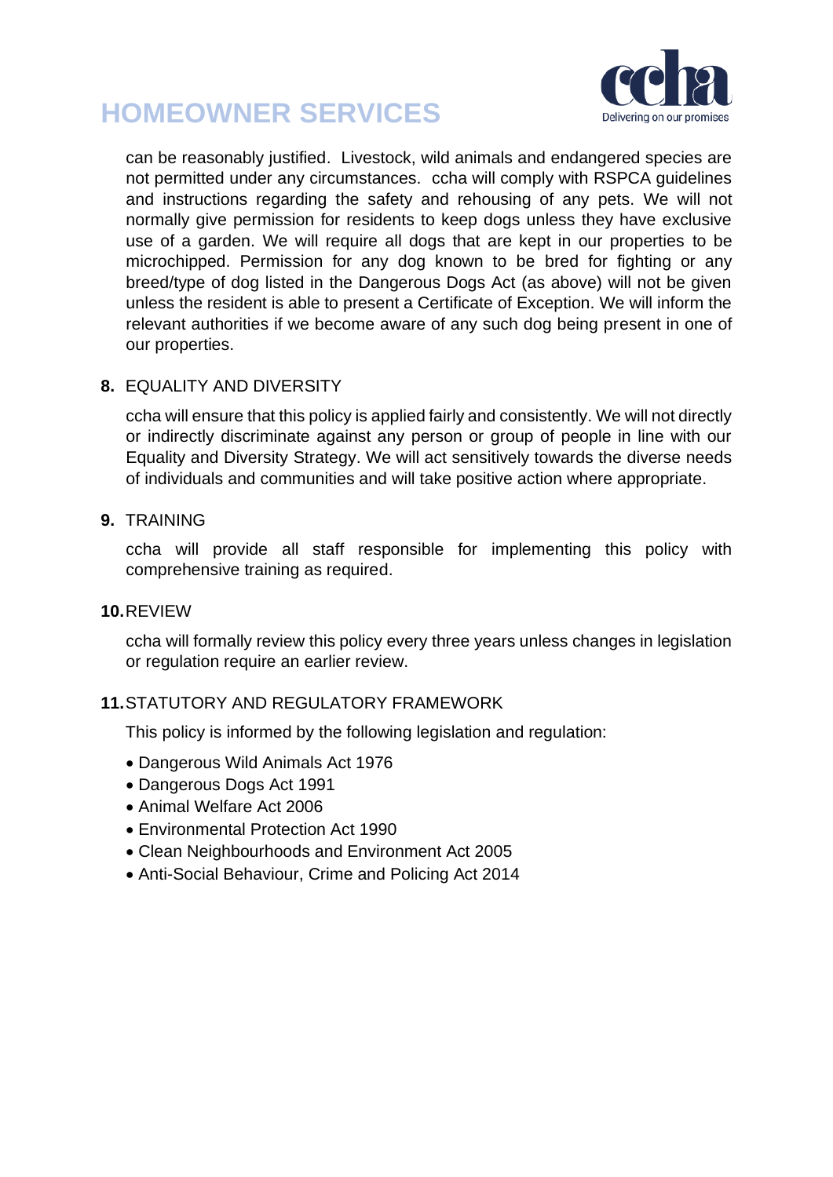can be reasonably justified. Livestock, wild animals and endangered species are not permitted under any circumstances. ccha will comply with RSPCA guidelines and instructions regarding the safety and rehousing of any pets. We will not normally give permission for residents to keep dogs unless they have exclusive use of a garden. We will require all dogs that are kept in our properties to be microchipped. Permission for any dog known to be bred for fighting or any breed/type of dog listed in the Dangerous Dogs Act (as above) will not be given unless the resident is able to present a Certificate of Exception. We will inform the relevant authorities if we become aware of any such dog being present in one of our properties.

## 8. EQUALITY AND DIVERSITY

ccha will ensure that this policy is applied fairly and consistently. We will not directly or indirectly discriminate against any person or group of people in line with our Equality and Diversity Strategy. We will act sensitively towards the diverse needs of individuals and communities and will take positive action where appropriate.

## 9. TRAINING

ccha will provide all staff responsible for implementing this policy with comprehensive training as required.

## 10. REVIEW

ccha will formally review this policy every three years unless changes in legislation or regulation require an earlier review.

## 11. STATUTORY AND REGULATORY FRAMEWORK

This policy is informed by the following legislation and regulation:

- Dangerous Wild Animals Act 1976
- Dangerous Dogs Act 1991
- Animal Welfare Act 2006
- Environmental Protection Act 1990
- Clean Neighbourhoods and Environment Act 2005
- Anti-Social Behaviour, Crime and Policing Act 2014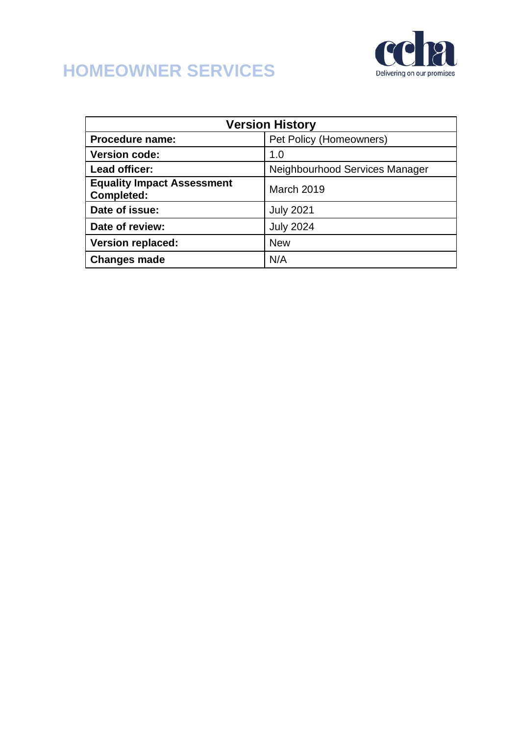# HOMEOWNER SERVICES

| Version History | |
|---|---|
| **Procedure name:** | Pet Policy (Homeowners) |
| **Version code:** | 1.0 |
| **Lead officer:** | Neighbourhood Services Manager |
| **Equality Impact Assessment Completed:** | March 2019 |
| **Date of issue:** | July 2021 |
| **Date of review:** | July 2024 |
| **Version replaced:** | New |
| **Changes made** | N/A |